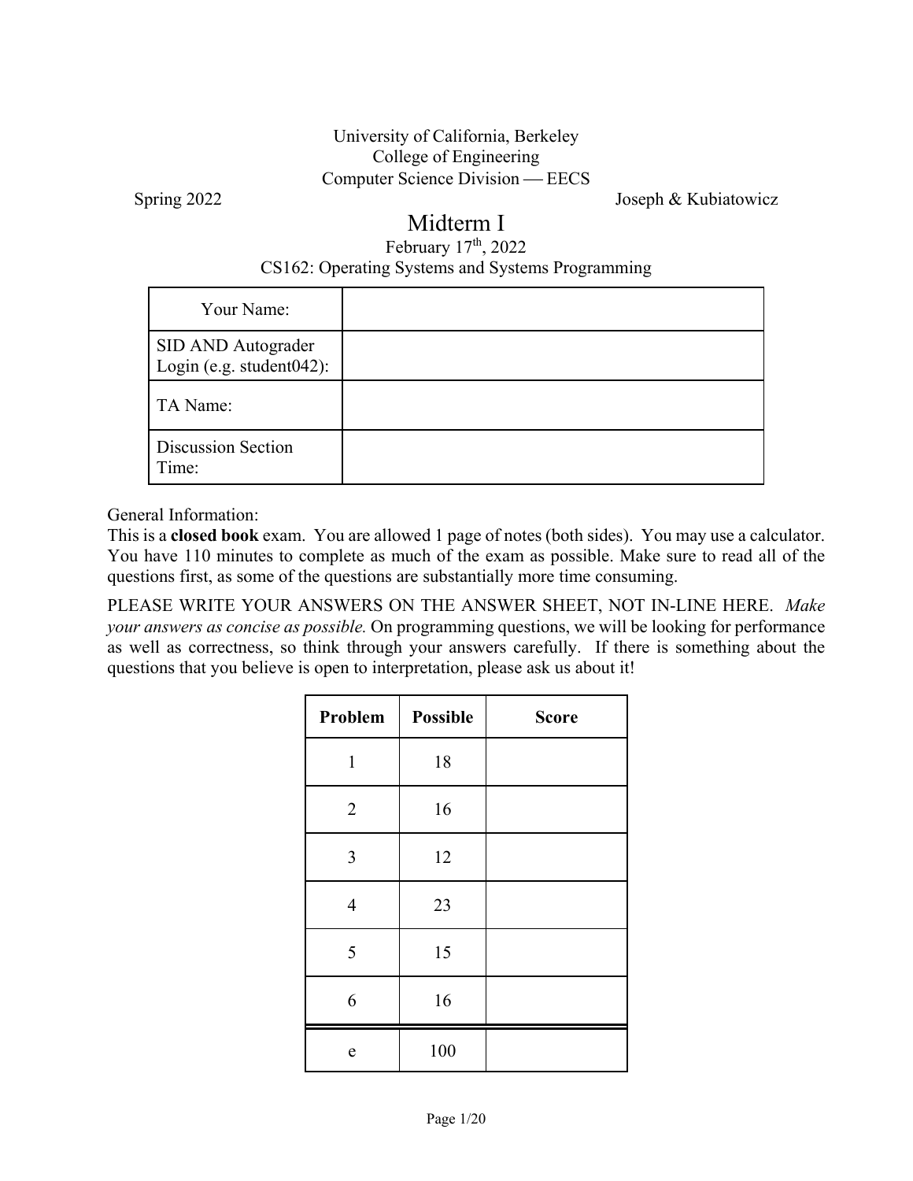University of California, Berkeley
College of Engineering
Computer Science Division — EECS

Spring 2022 Joseph & Kubiatowicz

# Midterm I

February 17th, 2022

CS162: Operating Systems and Systems Programming

| Your Name: | |
|---|---|
| SID AND Autograder Login (e.g. student042): | |
| TA Name: | |
| Discussion Section Time: | |

General Information:

This is a **closed book** exam. You are allowed 1 page of notes (both sides). You may use a calculator. You have 110 minutes to complete as much of the exam as possible. Make sure to read all of the questions first, as some of the questions are substantially more time consuming.

PLEASE WRITE YOUR ANSWERS ON THE ANSWER SHEET, NOT IN-LINE HERE. *Make your answers as concise as possible.* On programming questions, we will be looking for performance as well as correctness, so think through your answers carefully. If there is something about the questions that you believe is open to interpretation, please ask us about it!

| Problem | Possible | Score |
|---|---|---|
| 1 | 18 | |
| 2 | 16 | |
| 3 | 12 | |
| 4 | 23 | |
| 5 | 15 | |
| 6 | 16 | |
| e | 100 | |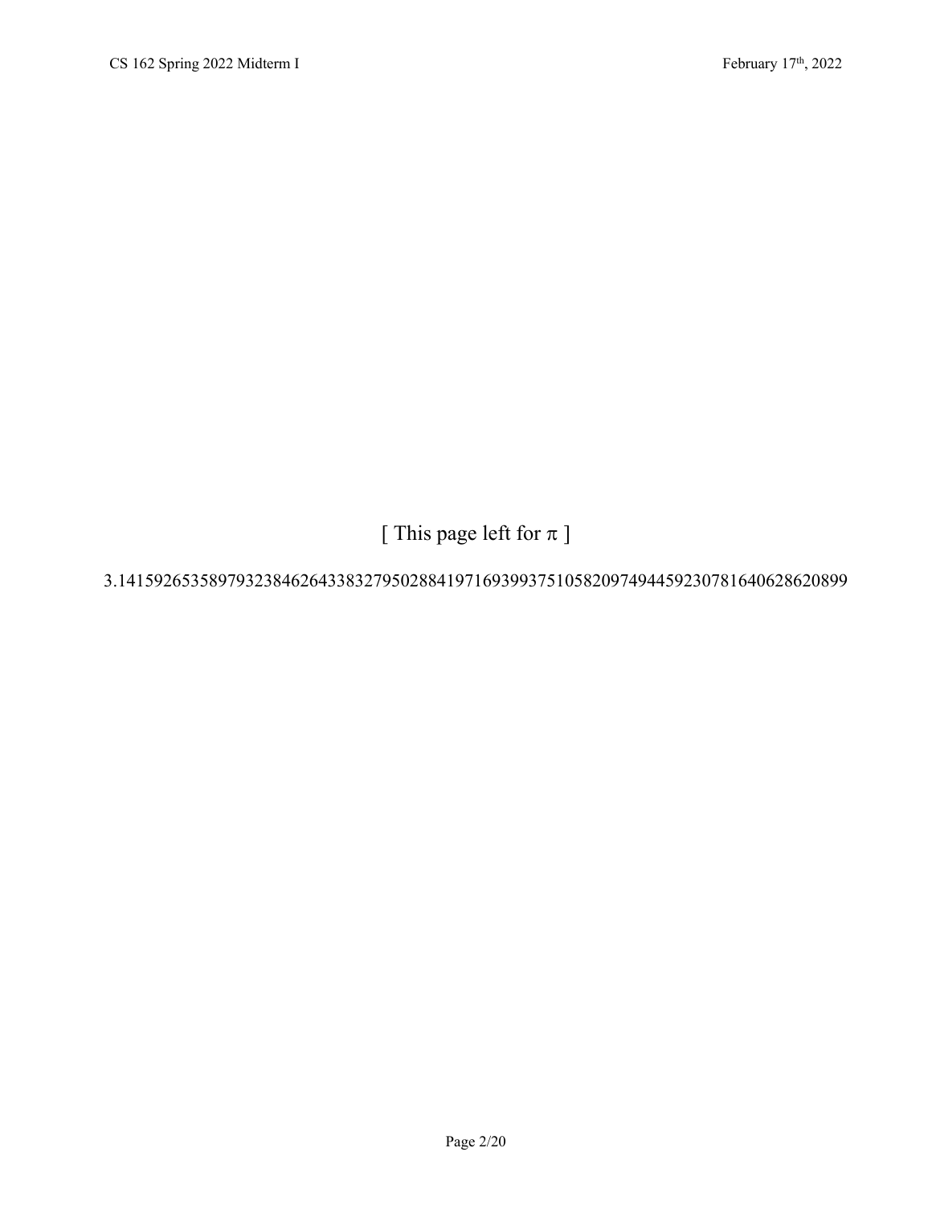[ This page left for $\pi$ ]

3.14159265358979323846264338327950288419716939937510582097494459230781640628620899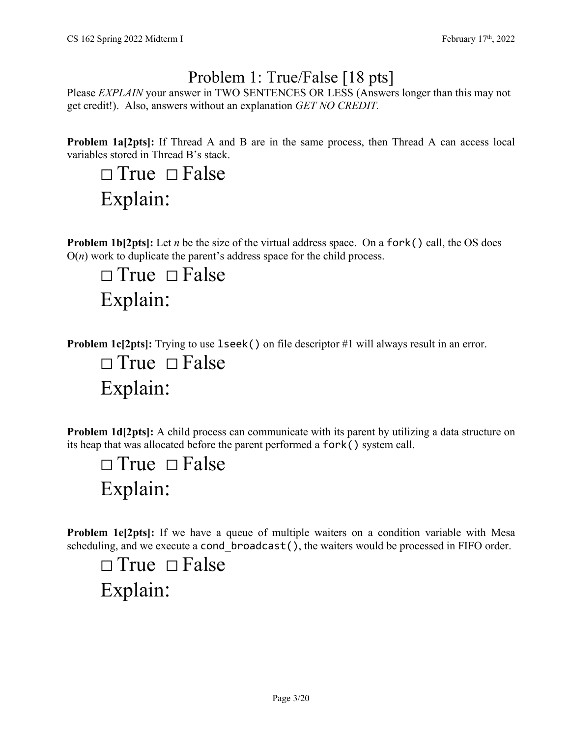# Problem 1: True/False [18 pts]

Please *EXPLAIN* your answer in TWO SENTENCES OR LESS (Answers longer than this may not get credit!). Also, answers without an explanation *GET NO CREDIT.*

**Problem 1a[2pts]:** If Thread A and B are in the same process, then Thread A can access local variables stored in Thread B's stack.

□ True □ False

Explain:

**Problem 1b[2pts]:** Let $n$ be the size of the virtual address space. On a `fork()` call, the OS does $O(n)$ work to duplicate the parent's address space for the child process.

□ True □ False

Explain:

**Problem 1c[2pts]:** Trying to use `lseek()` on file descriptor #1 will always result in an error.

□ True □ False

Explain:

**Problem 1d[2pts]:** A child process can communicate with its parent by utilizing a data structure on its heap that was allocated before the parent performed a `fork()` system call.

□ True □ False

Explain:

**Problem 1e[2pts]:** If we have a queue of multiple waiters on a condition variable with Mesa scheduling, and we execute a `cond_broadcast()`, the waiters would be processed in FIFO order.

□ True □ False

Explain: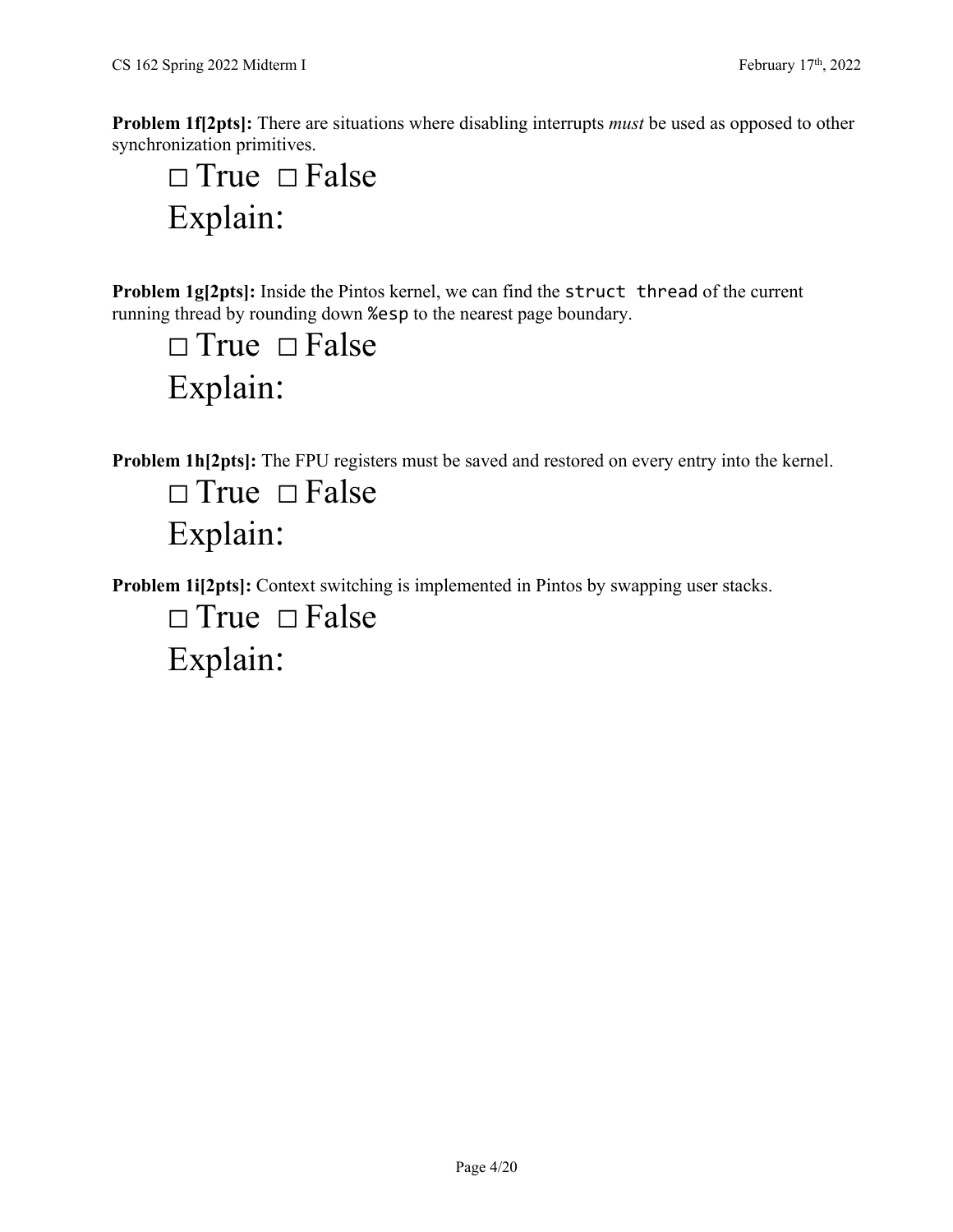**Problem 1f[2pts]:** There are situations where disabling interrupts *must* be used as opposed to other synchronization primitives.

□ True □ False

Explain:

**Problem 1g[2pts]:** Inside the Pintos kernel, we can find the `struct thread` of the current running thread by rounding down `%esp` to the nearest page boundary.

□ True □ False

Explain:

**Problem 1h[2pts]:** The FPU registers must be saved and restored on every entry into the kernel.

□ True □ False

Explain:

**Problem 1i[2pts]:** Context switching is implemented in Pintos by swapping user stacks.

□ True □ False

Explain: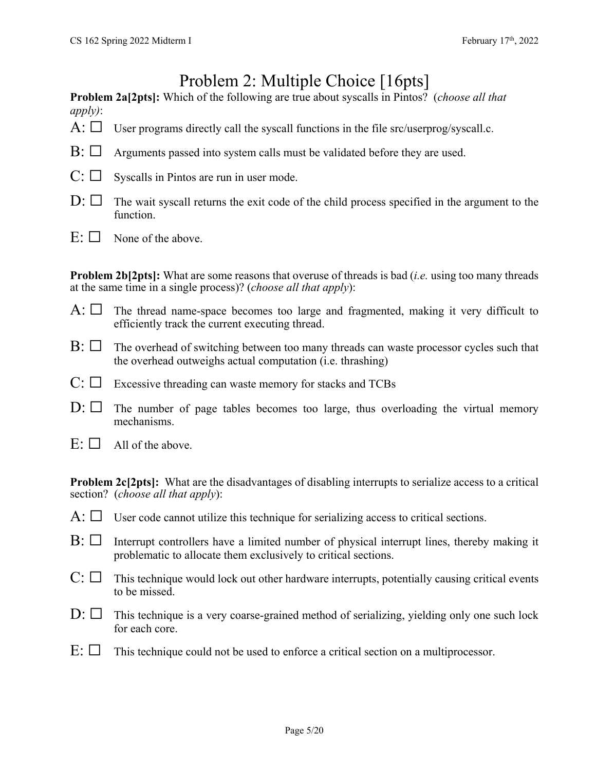# Problem 2: Multiple Choice [16pts]

**Problem 2a[2pts]:** Which of the following are true about syscalls in Pintos? (*choose all that apply)*:

A: ☐ User programs directly call the syscall functions in the file src/userprog/syscall.c.

B: ☐ Arguments passed into system calls must be validated before they are used.

C: ☐ Syscalls in Pintos are run in user mode.

D: ☐ The wait syscall returns the exit code of the child process specified in the argument to the function.

E: ☐ None of the above.

**Problem 2b[2pts]:** What are some reasons that overuse of threads is bad (*i.e.* using too many threads at the same time in a single process)? (*choose all that apply*):

A: ☐ The thread name-space becomes too large and fragmented, making it very difficult to efficiently track the current executing thread.

B: ☐ The overhead of switching between too many threads can waste processor cycles such that the overhead outweighs actual computation (i.e. thrashing)

C: ☐ Excessive threading can waste memory for stacks and TCBs

D: ☐ The number of page tables becomes too large, thus overloading the virtual memory mechanisms.

E: ☐ All of the above.

**Problem 2c[2pts]:** What are the disadvantages of disabling interrupts to serialize access to a critical section? (*choose all that apply*):

A: ☐ User code cannot utilize this technique for serializing access to critical sections.

B: ☐ Interrupt controllers have a limited number of physical interrupt lines, thereby making it problematic to allocate them exclusively to critical sections.

C: ☐ This technique would lock out other hardware interrupts, potentially causing critical events to be missed.

D: ☐ This technique is a very coarse-grained method of serializing, yielding only one such lock for each core.

E: ☐ This technique could not be used to enforce a critical section on a multiprocessor.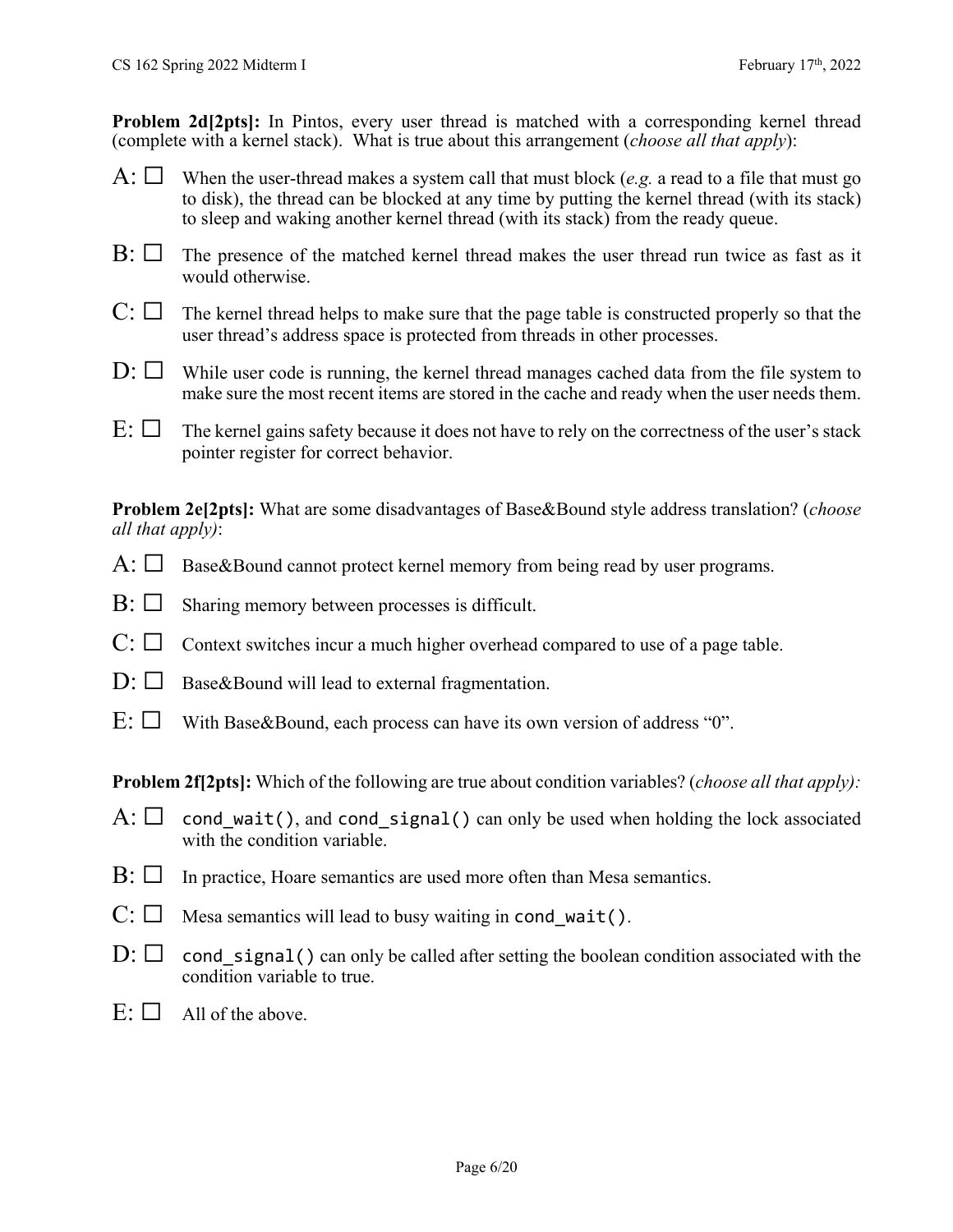**Problem 2d[2pts]:** In Pintos, every user thread is matched with a corresponding kernel thread (complete with a kernel stack). What is true about this arrangement (*choose all that apply*):

A: ☐ When the user-thread makes a system call that must block (*e.g.* a read to a file that must go to disk), the thread can be blocked at any time by putting the kernel thread (with its stack) to sleep and waking another kernel thread (with its stack) from the ready queue.

B: ☐ The presence of the matched kernel thread makes the user thread run twice as fast as it would otherwise.

C: ☐ The kernel thread helps to make sure that the page table is constructed properly so that the user thread's address space is protected from threads in other processes.

D: ☐ While user code is running, the kernel thread manages cached data from the file system to make sure the most recent items are stored in the cache and ready when the user needs them.

E: ☐ The kernel gains safety because it does not have to rely on the correctness of the user's stack pointer register for correct behavior.

**Problem 2e[2pts]:** What are some disadvantages of Base&Bound style address translation? (*choose all that apply)*:

A: ☐ Base&Bound cannot protect kernel memory from being read by user programs.

B: ☐ Sharing memory between processes is difficult.

C: ☐ Context switches incur a much higher overhead compared to use of a page table.

D: ☐ Base&Bound will lead to external fragmentation.

E: ☐ With Base&Bound, each process can have its own version of address "0".

**Problem 2f[2pts]:** Which of the following are true about condition variables? (*choose all that apply):*

A: ☐ `cond_wait()`, and `cond_signal()` can only be used when holding the lock associated with the condition variable.

B: ☐ In practice, Hoare semantics are used more often than Mesa semantics.

C: ☐ Mesa semantics will lead to busy waiting in `cond_wait()`.

D: ☐ `cond_signal()` can only be called after setting the boolean condition associated with the condition variable to true.

E: ☐ All of the above.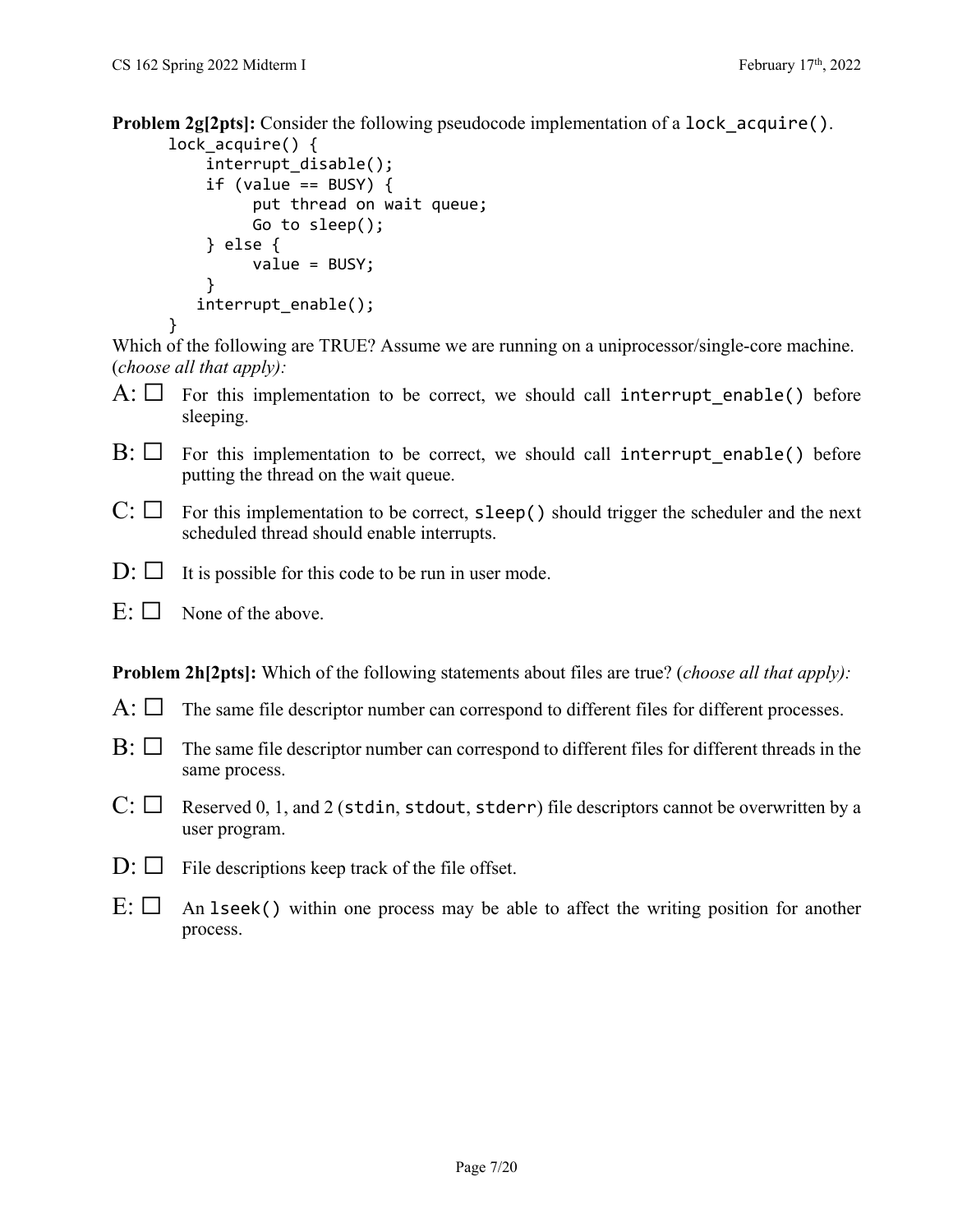**Problem 2g[2pts]:** Consider the following pseudocode implementation of a `lock_acquire()`.

```
lock_acquire() {
    interrupt_disable();
    if (value == BUSY) {
         put thread on wait queue;
         Go to sleep();
    } else {
         value = BUSY;
    }
   interrupt_enable();
}
```

Which of the following are TRUE? Assume we are running on a uniprocessor/single-core machine. (*choose all that apply):*

A: ☐ For this implementation to be correct, we should call `interrupt_enable()` before sleeping.

B: ☐ For this implementation to be correct, we should call `interrupt_enable()` before putting the thread on the wait queue.

C: ☐ For this implementation to be correct, `sleep()` should trigger the scheduler and the next scheduled thread should enable interrupts.

D: ☐ It is possible for this code to be run in user mode.

E: ☐ None of the above.

**Problem 2h[2pts]:** Which of the following statements about files are true? (*choose all that apply):*

A: ☐ The same file descriptor number can correspond to different files for different processes.

B: ☐ The same file descriptor number can correspond to different files for different threads in the same process.

C: ☐ Reserved 0, 1, and 2 (`stdin`, `stdout`, `stderr`) file descriptors cannot be overwritten by a user program.

D: ☐ File descriptions keep track of the file offset.

E: ☐ An `lseek()` within one process may be able to affect the writing position for another process.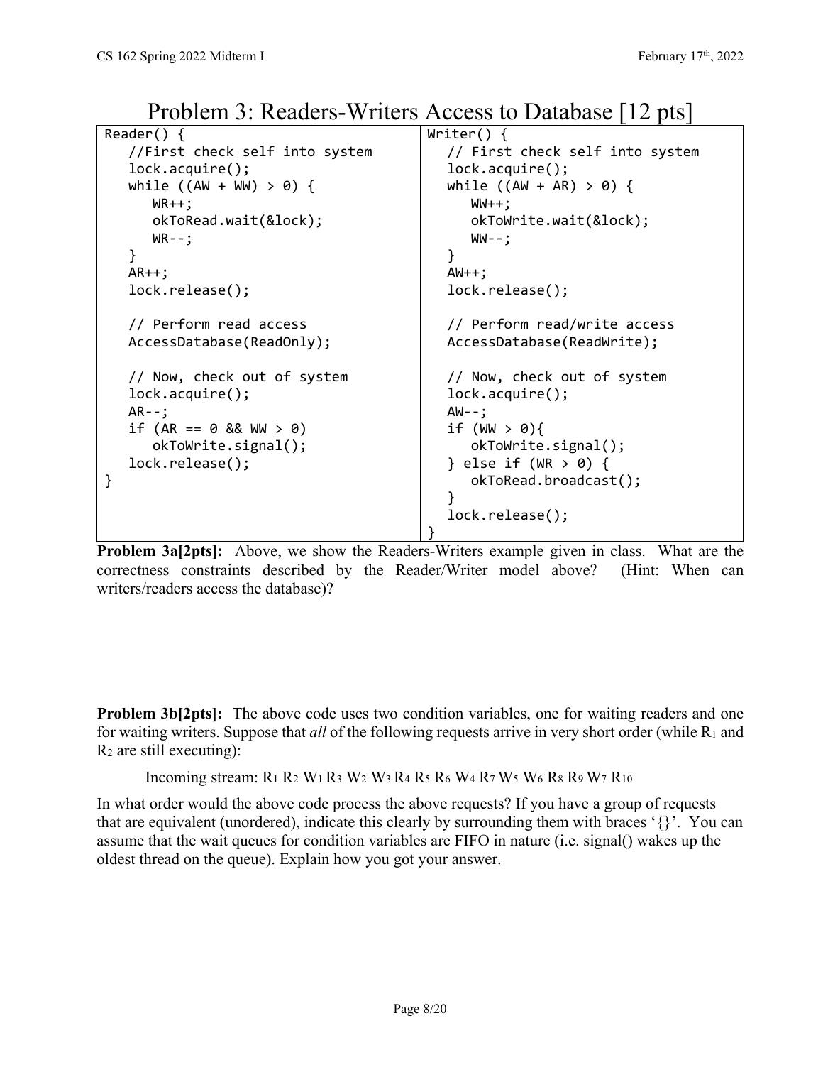# Problem 3: Readers-Writers Access to Database [12 pts]

```
Reader() {
   //First check self into system
   lock.acquire();
   while ((AW + WW) > 0) {
      WR++;
      okToRead.wait(&lock);
      WR--;
   }
   AR++;
   lock.release();

   // Perform read access
   AccessDatabase(ReadOnly);

   // Now, check out of system
   lock.acquire();
   AR--;
   if (AR == 0 && WW > 0)
      okToWrite.signal();
   lock.release();
}
```

```
Writer() {
   // First check self into system
   lock.acquire();
   while ((AW + AR) > 0) {
      WW++;
      okToWrite.wait(&lock);
      WW--;
   }
   AW++;
   lock.release();

   // Perform read/write access
   AccessDatabase(ReadWrite);

   // Now, check out of system
   lock.acquire();
   AW--;
   if (WW > 0){
      okToWrite.signal();
   } else if (WR > 0) {
      okToRead.broadcast();
   }
   lock.release();
}
```

**Problem 3a[2pts]:** Above, we show the Readers-Writers example given in class. What are the correctness constraints described by the Reader/Writer model above? (Hint: When can writers/readers access the database)?

**Problem 3b[2pts]:** The above code uses two condition variables, one for waiting readers and one for waiting writers. Suppose that *all* of the following requests arrive in very short order (while $R_1$ and $R_2$ are still executing):

Incoming stream: $R_1$ $R_2$ $W_1$ $R_3$ $W_2$ $W_3$ $R_4$ $R_5$ $R_6$ $W_4$ $R_7$ $W_5$ $W_6$ $R_8$ $R_9$ $W_7$ $R_{10}$

In what order would the above code process the above requests? If you have a group of requests that are equivalent (unordered), indicate this clearly by surrounding them with braces '{}'. You can assume that the wait queues for condition variables are FIFO in nature (i.e. signal() wakes up the oldest thread on the queue). Explain how you got your answer.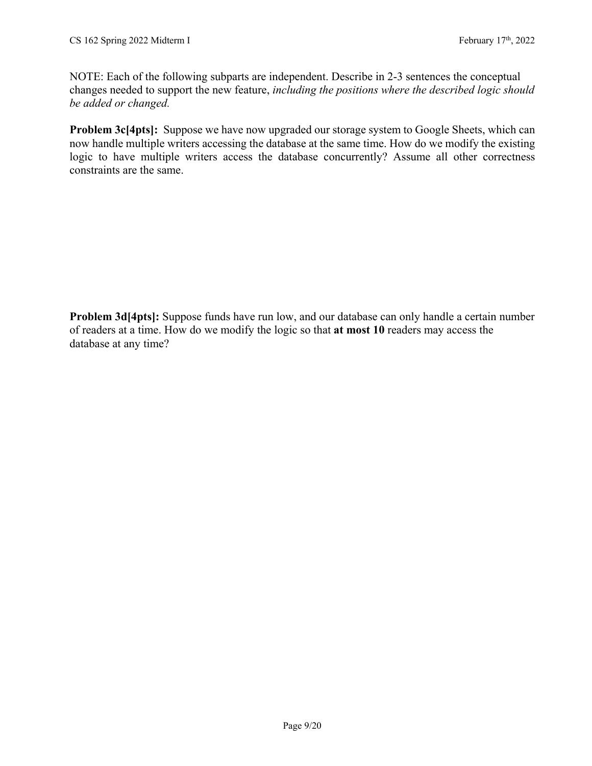NOTE: Each of the following subparts are independent. Describe in 2-3 sentences the conceptual changes needed to support the new feature, *including the positions where the described logic should be added or changed.*

**Problem 3c[4pts]:** Suppose we have now upgraded our storage system to Google Sheets, which can now handle multiple writers accessing the database at the same time. How do we modify the existing logic to have multiple writers access the database concurrently? Assume all other correctness constraints are the same.

**Problem 3d[4pts]:** Suppose funds have run low, and our database can only handle a certain number of readers at a time. How do we modify the logic so that **at most 10** readers may access the database at any time?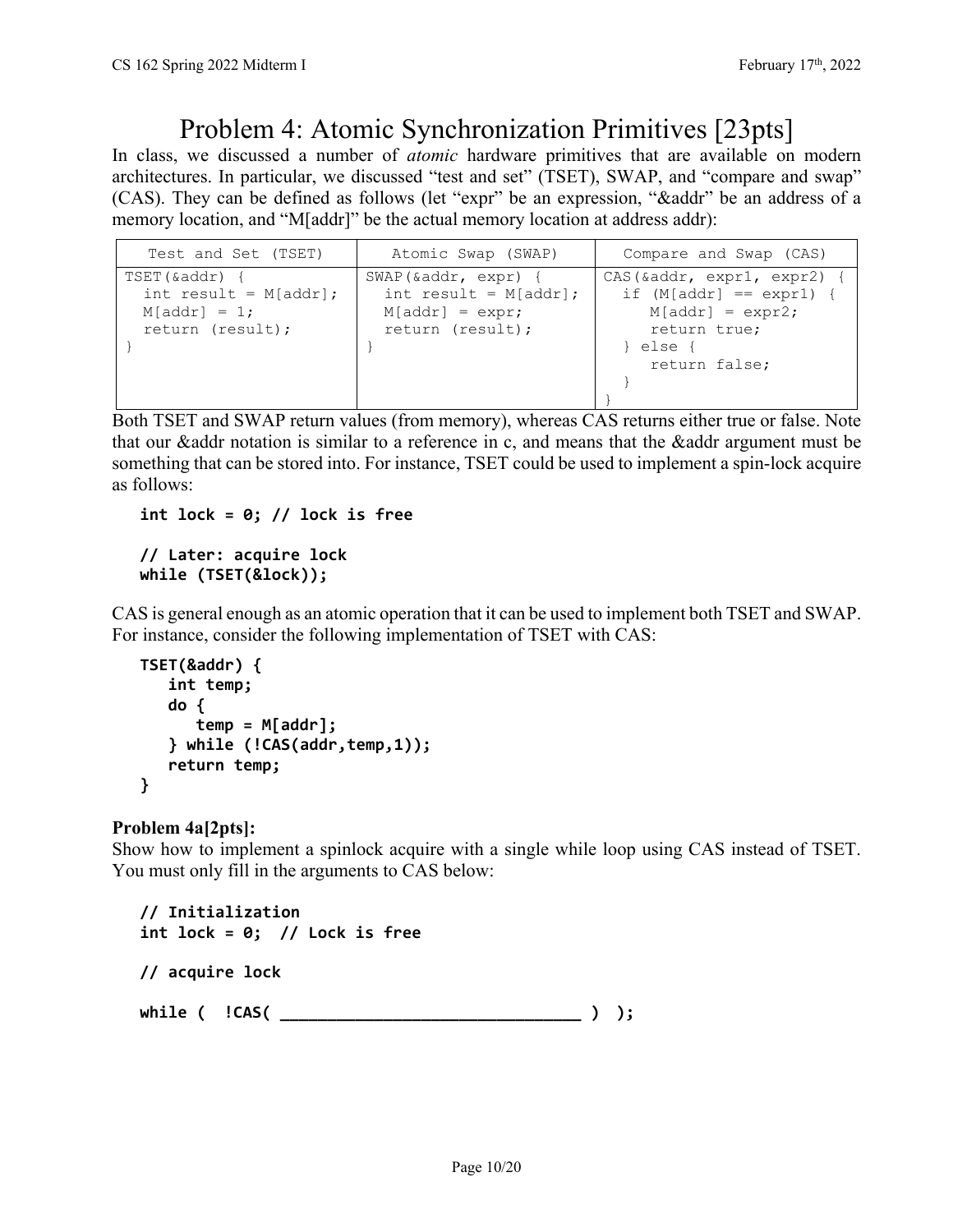# Problem 4: Atomic Synchronization Primitives [23pts]

In class, we discussed a number of *atomic* hardware primitives that are available on modern architectures. In particular, we discussed "test and set" (TSET), SWAP, and "compare and swap" (CAS). They can be defined as follows (let "expr" be an expression, "&addr" be an address of a memory location, and "M[addr]" be the actual memory location at address addr):

| Test and Set (TSET) | Atomic Swap (SWAP) | Compare and Swap (CAS) |
|---|---|---|
| `TSET(&addr) {`<br>`  int result = M[addr];`<br>`  M[addr] = 1;`<br>`  return (result);`<br>`}` | `SWAP(&addr, expr) {`<br>`  int result = M[addr];`<br>`  M[addr] = expr;`<br>`  return (result);`<br>`}` | `CAS(&addr, expr1, expr2) {`<br>`  if (M[addr] == expr1) {`<br>`     M[addr] = expr2;`<br>`     return true;`<br>`  } else {`<br>`     return false;`<br>`  }`<br>`}` |

Both TSET and SWAP return values (from memory), whereas CAS returns either true or false. Note that our &addr notation is similar to a reference in c, and means that the &addr argument must be something that can be stored into. For instance, TSET could be used to implement a spin-lock acquire as follows:

```
int lock = 0; // lock is free

// Later: acquire lock
while (TSET(&lock));
```

CAS is general enough as an atomic operation that it can be used to implement both TSET and SWAP. For instance, consider the following implementation of TSET with CAS:

```
TSET(&addr) {
   int temp;
   do {
      temp = M[addr];
   } while (!CAS(addr,temp,1));
   return temp;
}
```

**Problem 4a[2pts]:**
Show how to implement a spinlock acquire with a single while loop using CAS instead of TSET. You must only fill in the arguments to CAS below:

```
// Initialization
int lock = 0;  // Lock is free

// acquire lock

while (  !CAS( ______________________________ )  );
```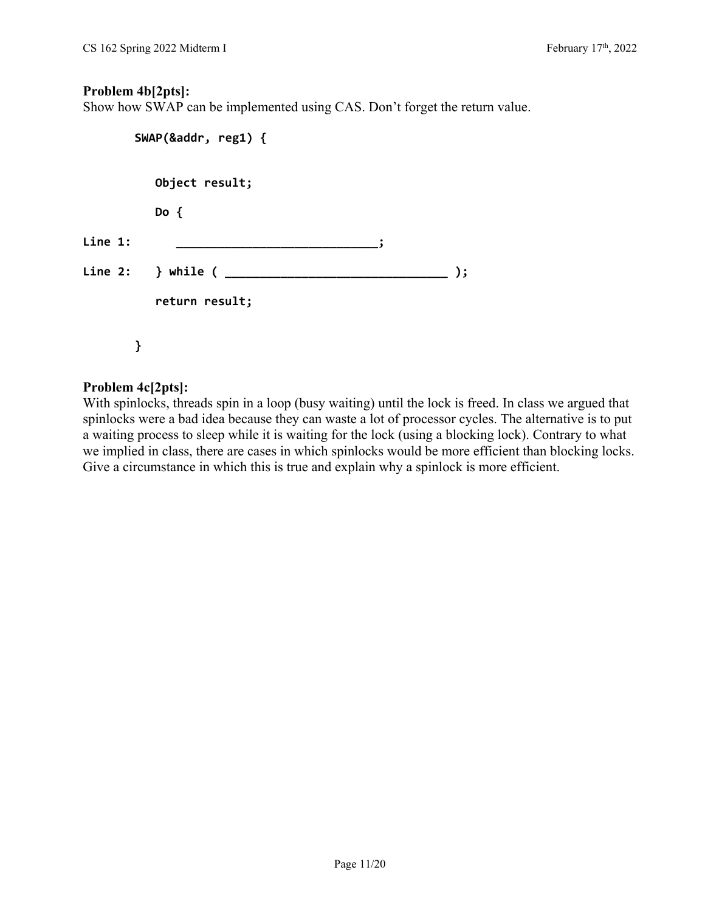**Problem 4b[2pts]:**
Show how SWAP can be implemented using CAS. Don't forget the return value.

```
        SWAP(&addr, reg1) {

            Object result;
            Do {
Line 1:         ____________________________;
Line 2:     } while ( _________________________________ );
            return result;

        }
```

**Problem 4c[2pts]:**
With spinlocks, threads spin in a loop (busy waiting) until the lock is freed. In class we argued that spinlocks were a bad idea because they can waste a lot of processor cycles. The alternative is to put a waiting process to sleep while it is waiting for the lock (using a blocking lock). Contrary to what we implied in class, there are cases in which spinlocks would be more efficient than blocking locks. Give a circumstance in which this is true and explain why a spinlock is more efficient.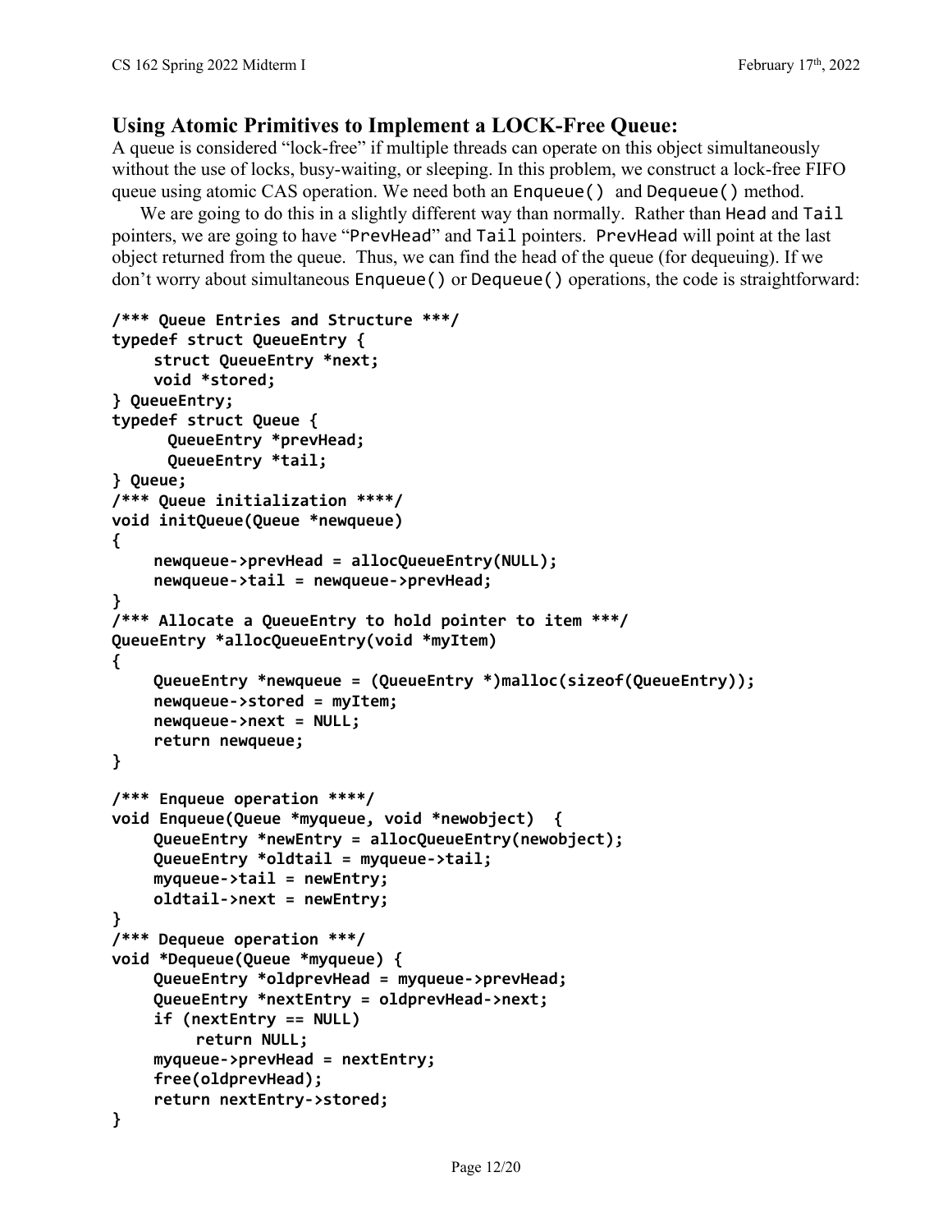## Using Atomic Primitives to Implement a LOCK-Free Queue:

A queue is considered "lock-free" if multiple threads can operate on this object simultaneously without the use of locks, busy-waiting, or sleeping. In this problem, we construct a lock-free FIFO queue using atomic CAS operation. We need both an `Enqueue()` and `Dequeue()` method.

We are going to do this in a slightly different way than normally. Rather than `Head` and `Tail` pointers, we are going to have "`PrevHead`" and `Tail` pointers. `PrevHead` will point at the last object returned from the queue. Thus, we can find the head of the queue (for dequeuing). If we don't worry about simultaneous `Enqueue()` or `Dequeue()` operations, the code is straightforward:

```
/*** Queue Entries and Structure ***/
typedef struct QueueEntry {
     struct QueueEntry *next;
     void *stored;
} QueueEntry;
typedef struct Queue {
      QueueEntry *prevHead;
      QueueEntry *tail;
} Queue;
/*** Queue initialization ****/
void initQueue(Queue *newqueue)
{
     newqueue->prevHead = allocQueueEntry(NULL);
     newqueue->tail = newqueue->prevHead;
}
/*** Allocate a QueueEntry to hold pointer to item ***/
QueueEntry *allocQueueEntry(void *myItem)
{
     QueueEntry *newqueue = (QueueEntry *)malloc(sizeof(QueueEntry));
     newqueue->stored = myItem;
     newqueue->next = NULL;
     return newqueue;
}

/*** Enqueue operation ****/
void Enqueue(Queue *myqueue, void *newobject)  {
     QueueEntry *newEntry = allocQueueEntry(newobject);
     QueueEntry *oldtail = myqueue->tail;
     myqueue->tail = newEntry;
     oldtail->next = newEntry;
}
/*** Dequeue operation ***/
void *Dequeue(Queue *myqueue) {
     QueueEntry *oldprevHead = myqueue->prevHead;
     QueueEntry *nextEntry = oldprevHead->next;
     if (nextEntry == NULL)
          return NULL;
     myqueue->prevHead = nextEntry;
     free(oldprevHead);
     return nextEntry->stored;
}
```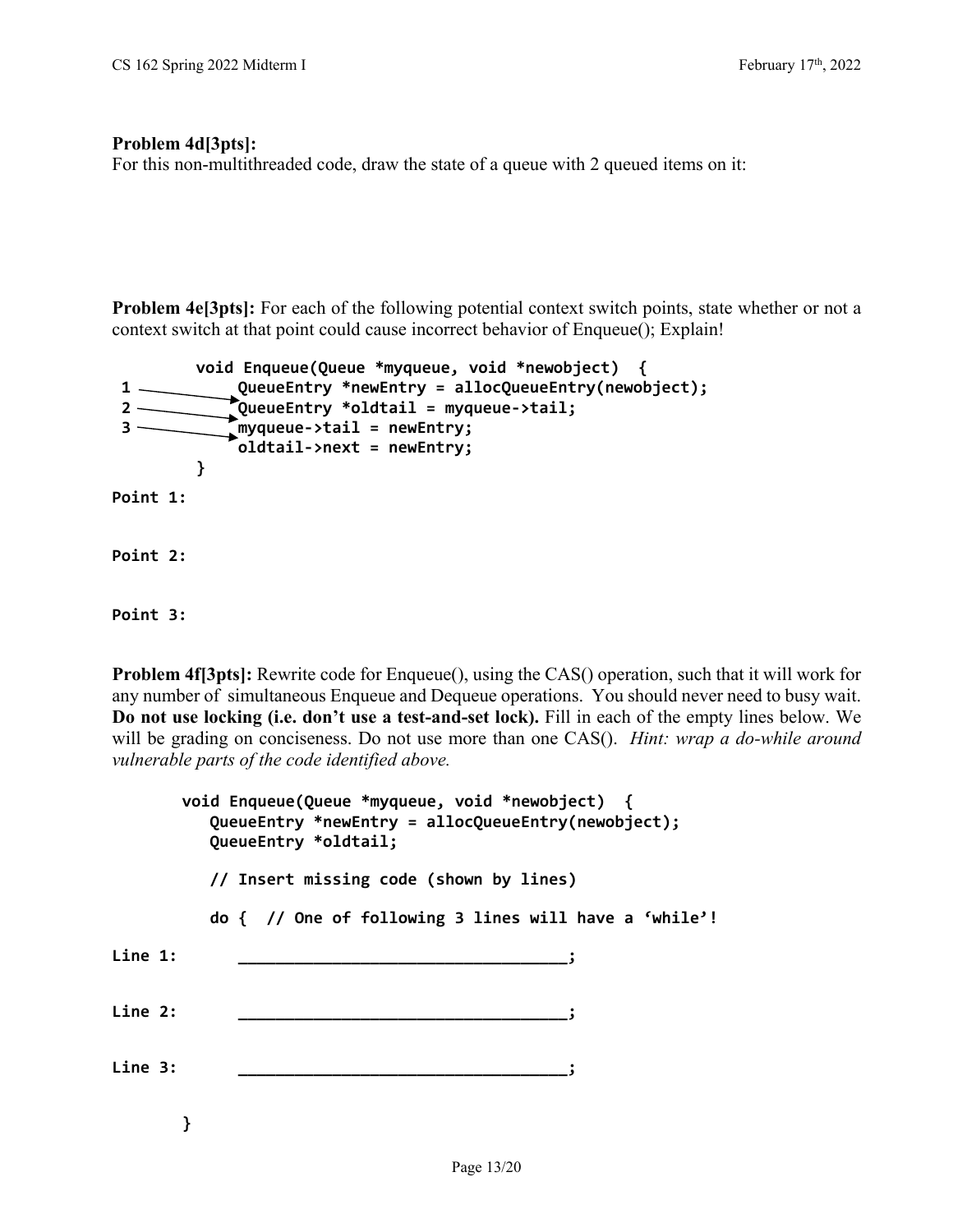**Problem 4d[3pts]:**
For this non-multithreaded code, draw the state of a queue with 2 queued items on it:

**Problem 4e[3pts]:** For each of the following potential context switch points, state whether or not a context switch at that point could cause incorrect behavior of Enqueue(); Explain!

```
        void Enqueue(Queue *myqueue, void *newobject)  {
 1 ——→      QueueEntry *newEntry = allocQueueEntry(newobject);
 2 ——→      QueueEntry *oldtail = myqueue->tail;
 3 ——→      myqueue->tail = newEntry;
            oldtail->next = newEntry;
        }
```

**Point 1:**

**Point 2:**

**Point 3:**

**Problem 4f[3pts]:** Rewrite code for Enqueue(), using the CAS() operation, such that it will work for any number of simultaneous Enqueue and Dequeue operations. You should never need to busy wait. **Do not use locking (i.e. don't use a test-and-set lock).** Fill in each of the empty lines below. We will be grading on conciseness. Do not use more than one CAS(). *Hint: wrap a do-while around vulnerable parts of the code identified above.*

```
       void Enqueue(Queue *myqueue, void *newobject)  {
          QueueEntry *newEntry = allocQueueEntry(newobject);
          QueueEntry *oldtail;

          // Insert missing code (shown by lines)

          do {  // One of following 3 lines will have a 'while'!
Line 1:       ___________________________________;

Line 2:       ___________________________________;

Line 3:       ___________________________________;

       }
```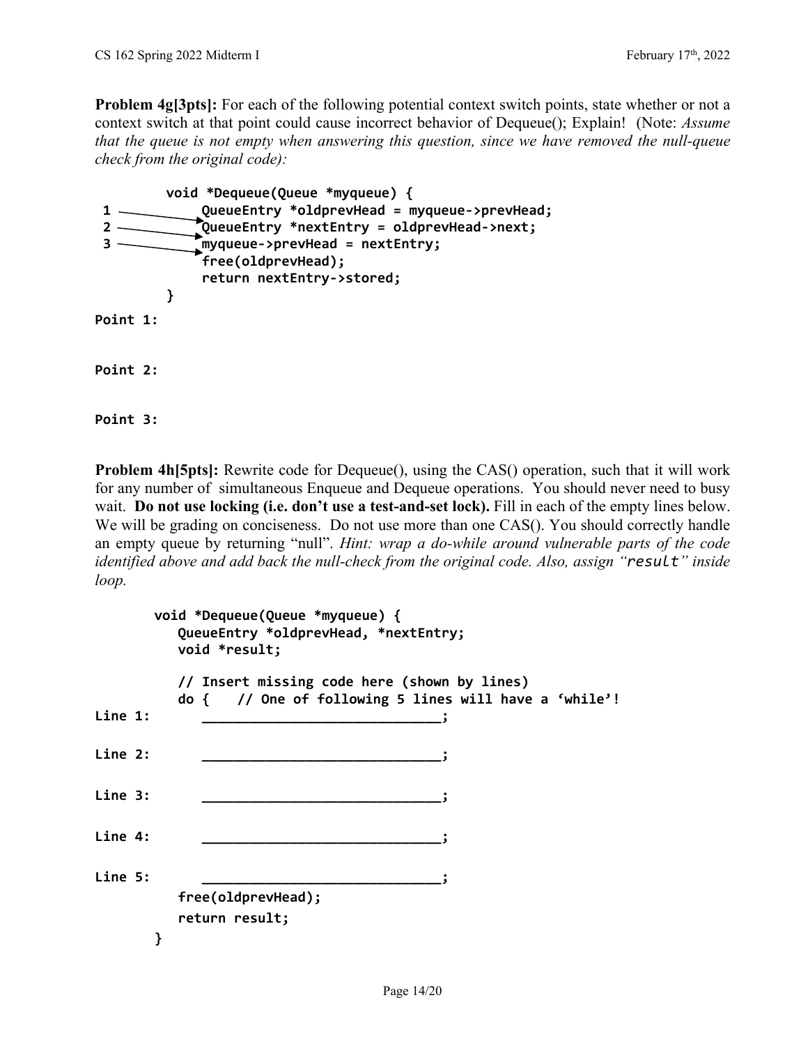**Problem 4g[3pts]:** For each of the following potential context switch points, state whether or not a context switch at that point could cause incorrect behavior of Dequeue(); Explain! (Note: *Assume that the queue is not empty when answering this question, since we have removed the null-queue check from the original code):*

```
    void *Dequeue(Queue *myqueue) {
1 →     QueueEntry *oldprevHead = myqueue->prevHead;
2 →     QueueEntry *nextEntry = oldprevHead->next;
3 →     myqueue->prevHead = nextEntry;
        free(oldprevHead);
        return nextEntry->stored;
    }
```

**Point 1:**

**Point 2:**

**Point 3:**

**Problem 4h[5pts]:** Rewrite code for Dequeue(), using the CAS() operation, such that it will work for any number of simultaneous Enqueue and Dequeue operations. You should never need to busy wait. **Do not use locking (i.e. don't use a test-and-set lock).** Fill in each of the empty lines below. We will be grading on conciseness. Do not use more than one CAS(). You should correctly handle an empty queue by returning "null". *Hint: wrap a do-while around vulnerable parts of the code identified above and add back the null-check from the original code. Also, assign "`result`" inside loop.*

```
        void *Dequeue(Queue *myqueue) {
           QueueEntry *oldprevHead, *nextEntry;
           void *result;

           // Insert missing code here (shown by lines)
           do {   // One of following 5 lines will have a 'while'!
Line 1:        ______________________________;

Line 2:        ______________________________;

Line 3:        ______________________________;

Line 4:        ______________________________;

Line 5:        ______________________________;
           free(oldprevHead);
           return result;
        }
```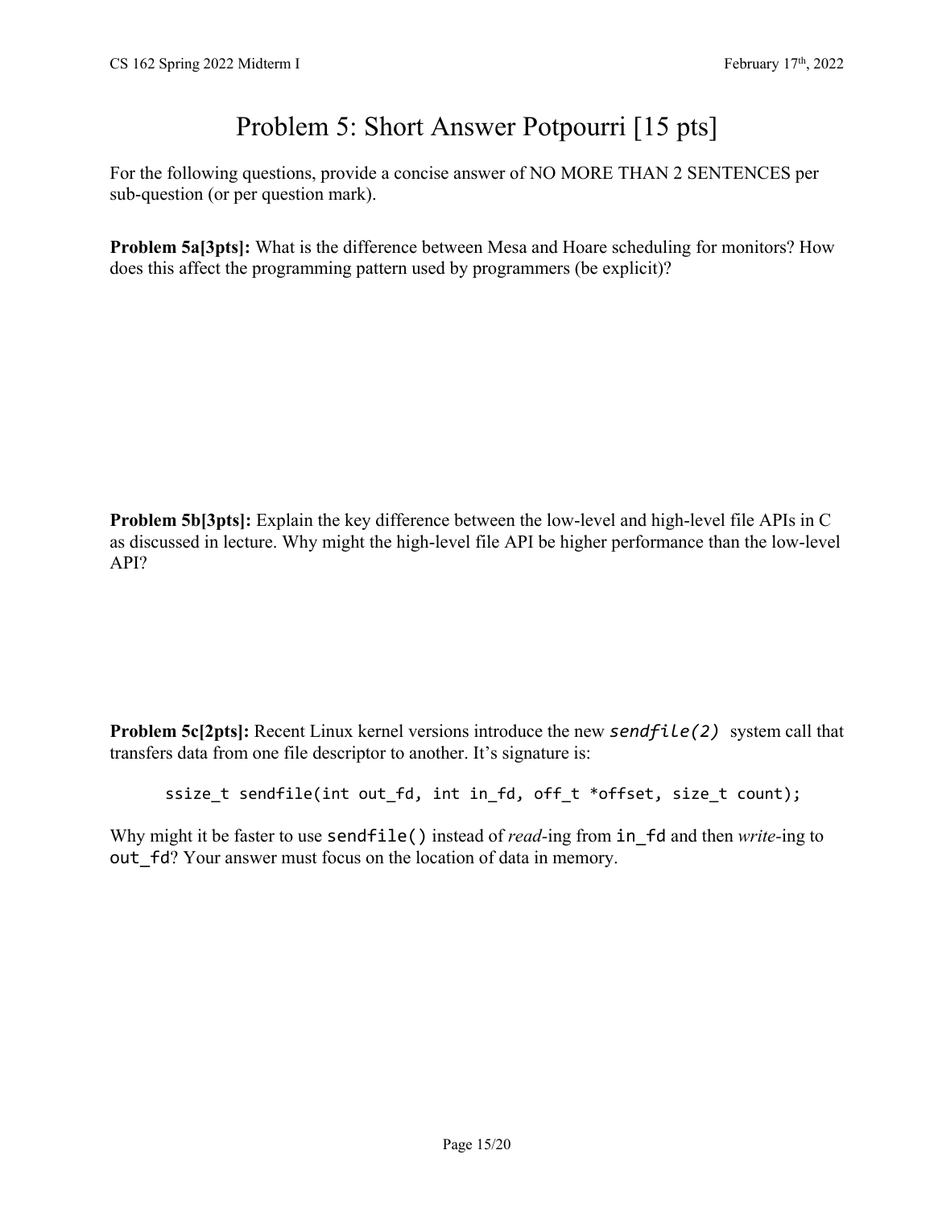# Problem 5: Short Answer Potpourri [15 pts]

For the following questions, provide a concise answer of NO MORE THAN 2 SENTENCES per sub-question (or per question mark).

**Problem 5a[3pts]:** What is the difference between Mesa and Hoare scheduling for monitors? How does this affect the programming pattern used by programmers (be explicit)?

**Problem 5b[3pts]:** Explain the key difference between the low-level and high-level file APIs in C as discussed in lecture. Why might the high-level file API be higher performance than the low-level API?

**Problem 5c[2pts]:** Recent Linux kernel versions introduce the new *sendfile(2)* system call that transfers data from one file descriptor to another. It's signature is:

```
ssize_t sendfile(int out_fd, int in_fd, off_t *offset, size_t count);
```

Why might it be faster to use `sendfile()` instead of *read*-ing from `in_fd` and then *write*-ing to `out_fd`? Your answer must focus on the location of data in memory.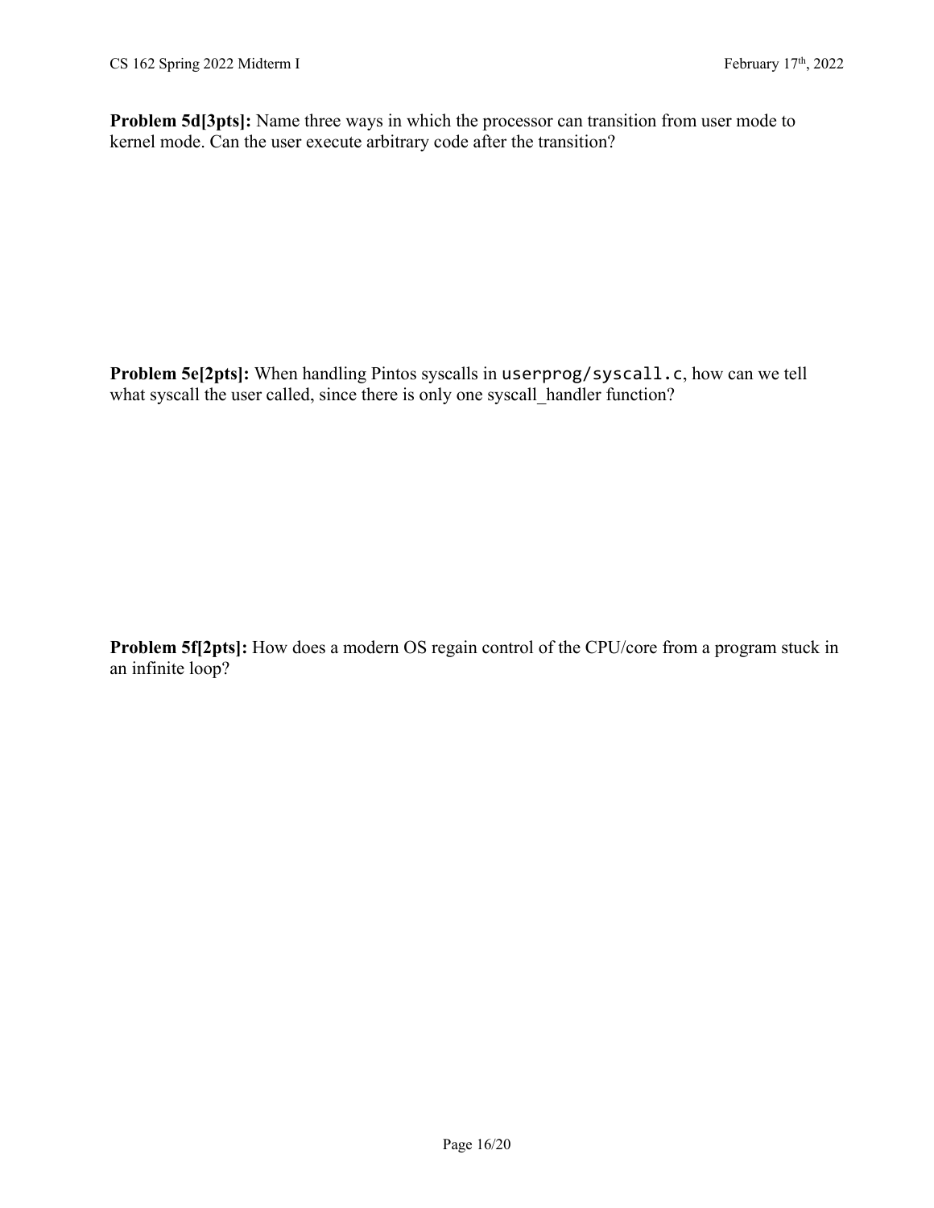**Problem 5d[3pts]:** Name three ways in which the processor can transition from user mode to kernel mode. Can the user execute arbitrary code after the transition?

**Problem 5e[2pts]:** When handling Pintos syscalls in `userprog/syscall.c`, how can we tell what syscall the user called, since there is only one syscall_handler function?

**Problem 5f[2pts]:** How does a modern OS regain control of the CPU/core from a program stuck in an infinite loop?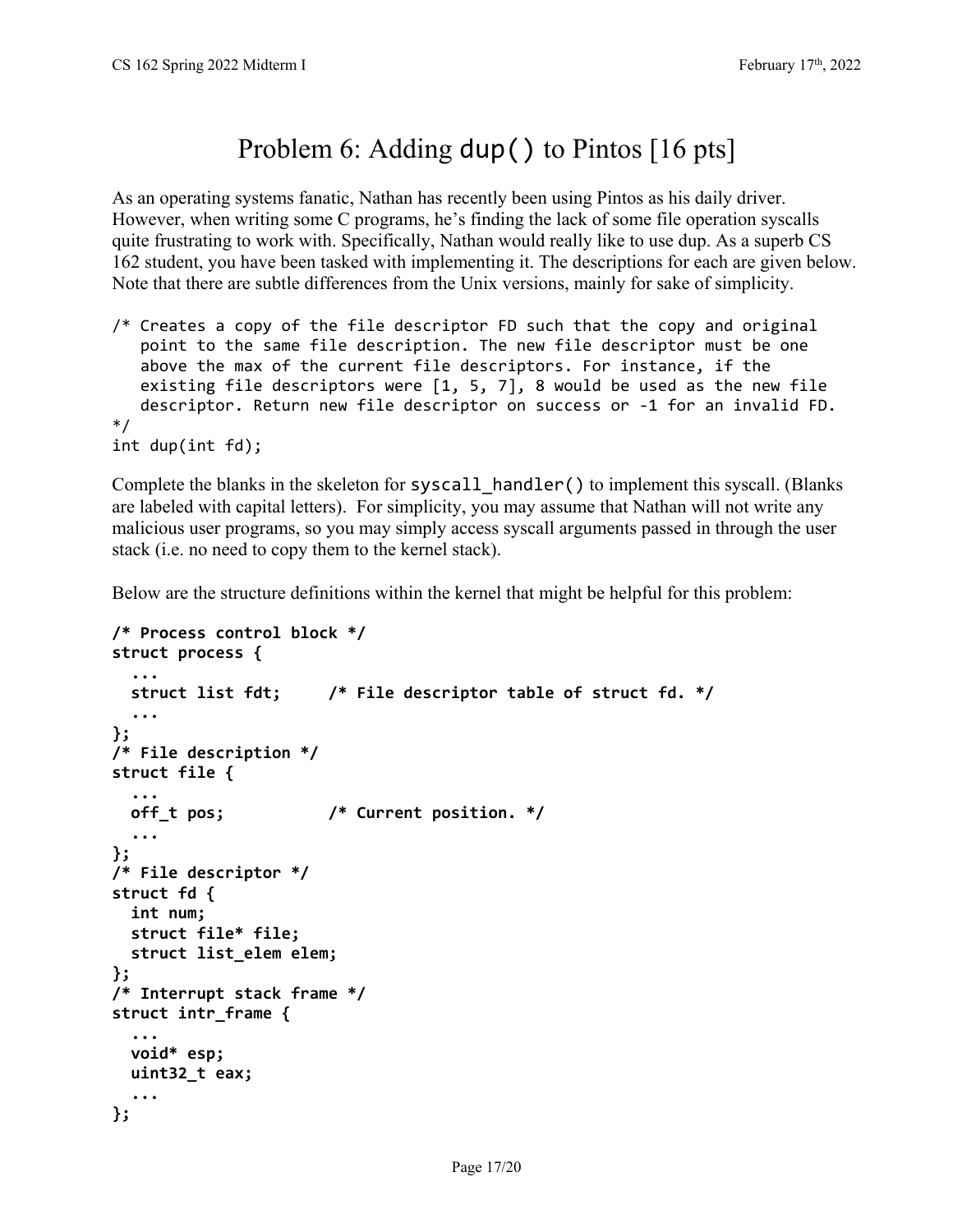# Problem 6: Adding `dup()` to Pintos [16 pts]

As an operating systems fanatic, Nathan has recently been using Pintos as his daily driver. However, when writing some C programs, he's finding the lack of some file operation syscalls quite frustrating to work with. Specifically, Nathan would really like to use dup. As a superb CS 162 student, you have been tasked with implementing it. The descriptions for each are given below. Note that there are subtle differences from the Unix versions, mainly for sake of simplicity.

```
/* Creates a copy of the file descriptor FD such that the copy and original
   point to the same file description. The new file descriptor must be one
   above the max of the current file descriptors. For instance, if the
   existing file descriptors were [1, 5, 7], 8 would be used as the new file
   descriptor. Return new file descriptor on success or -1 for an invalid FD.
*/
int dup(int fd);
```

Complete the blanks in the skeleton for `syscall_handler()` to implement this syscall. (Blanks are labeled with capital letters). For simplicity, you may assume that Nathan will not write any malicious user programs, so you may simply access syscall arguments passed in through the user stack (i.e. no need to copy them to the kernel stack).

Below are the structure definitions within the kernel that might be helpful for this problem:

```
/* Process control block */
struct process {
  ...
  struct list fdt;     /* File descriptor table of struct fd. */
  ...
};
/* File description */
struct file {
  ...
  off_t pos;           /* Current position. */
  ...
};
/* File descriptor */
struct fd {
  int num;
  struct file* file;
  struct list_elem elem;
};
/* Interrupt stack frame */
struct intr_frame {
  ...
  void* esp;
  uint32_t eax;
  ...
};
```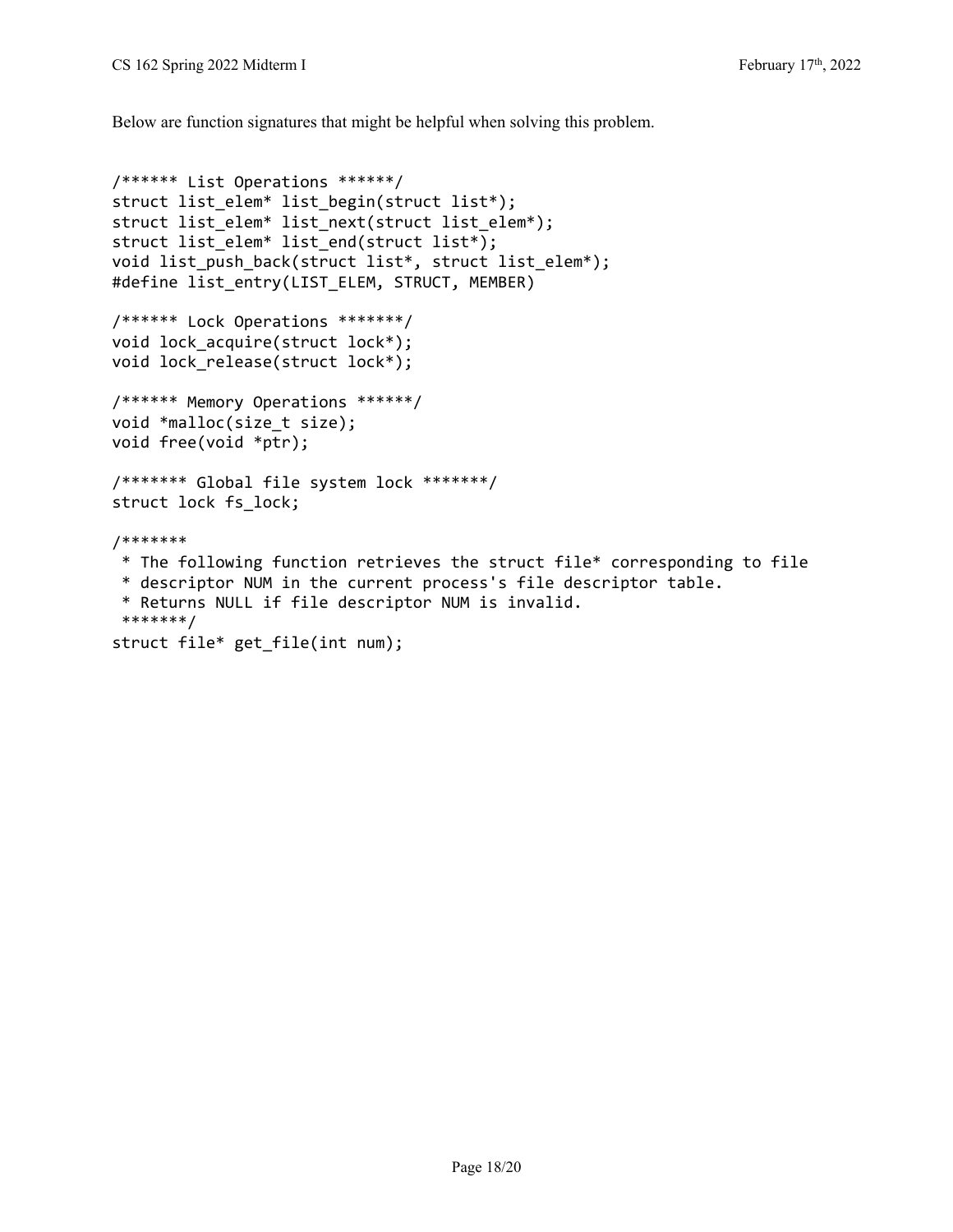Below are function signatures that might be helpful when solving this problem.

```
/****** List Operations ******/
struct list_elem* list_begin(struct list*);
struct list_elem* list_next(struct list_elem*);
struct list_elem* list_end(struct list*);
void list_push_back(struct list*, struct list_elem*);
#define list_entry(LIST_ELEM, STRUCT, MEMBER)

/****** Lock Operations *******/
void lock_acquire(struct lock*);
void lock_release(struct lock*);

/****** Memory Operations ******/
void *malloc(size_t size);
void free(void *ptr);

/******* Global file system lock *******/
struct lock fs_lock;

/*******
 * The following function retrieves the struct file* corresponding to file
 * descriptor NUM in the current process's file descriptor table.
 * Returns NULL if file descriptor NUM is invalid.
 *******/
struct file* get_file(int num);
```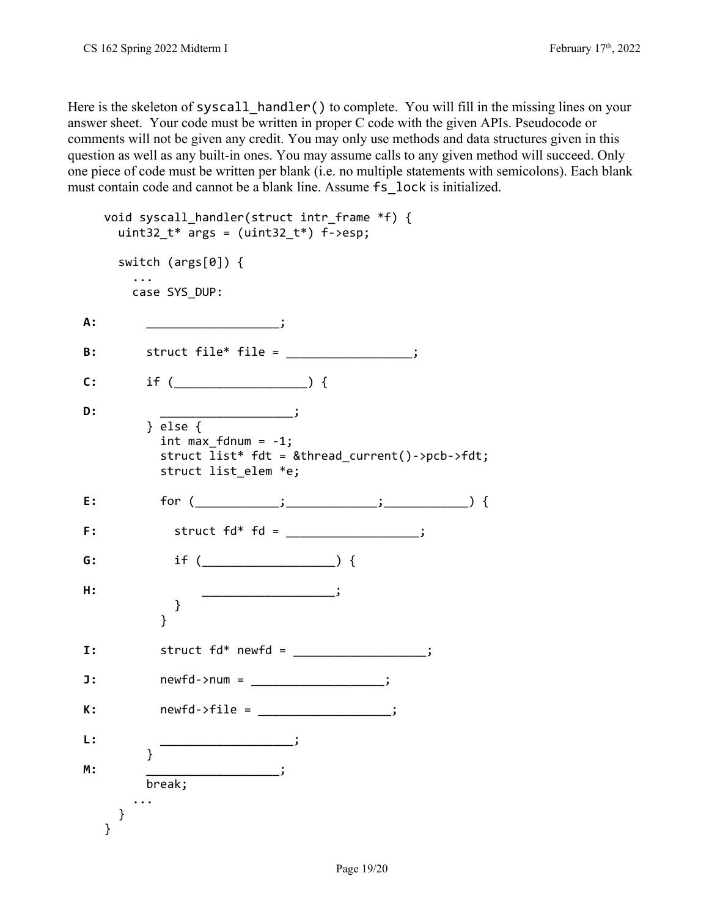Here is the skeleton of `syscall_handler()` to complete. You will fill in the missing lines on your answer sheet. Your code must be written in proper C code with the given APIs. Pseudocode or comments will not be given any credit. You may only use methods and data structures given in this question as well as any built-in ones. You may assume calls to any given method will succeed. Only one piece of code must be written per blank (i.e. no multiple statements with semicolons). Each blank must contain code and cannot be a blank line. Assume `fs_lock` is initialized.

```
    void syscall_handler(struct intr_frame *f) {
      uint32_t* args = (uint32_t*) f->esp;

      switch (args[0]) {
        ...
        case SYS_DUP:

A:        ___________________;

B:        struct file* file = _________________;

C:        if (__________________) {

D:          ___________________;
          } else {
            int max_fdnum = -1;
            struct list* fdt = &thread_current()->pcb->fdt;
            struct list_elem *e;

E:          for (___________;____________;___________) {

F:            struct fd* fd = __________________;

G:            if (__________________) {

H:              __________________;
              }
            }

I:          struct fd* newfd = __________________;

J:          newfd->num = __________________;

K:          newfd->file = __________________;

L:          __________________;
          }
M:        __________________;
          break;
        ...
      }
    }
```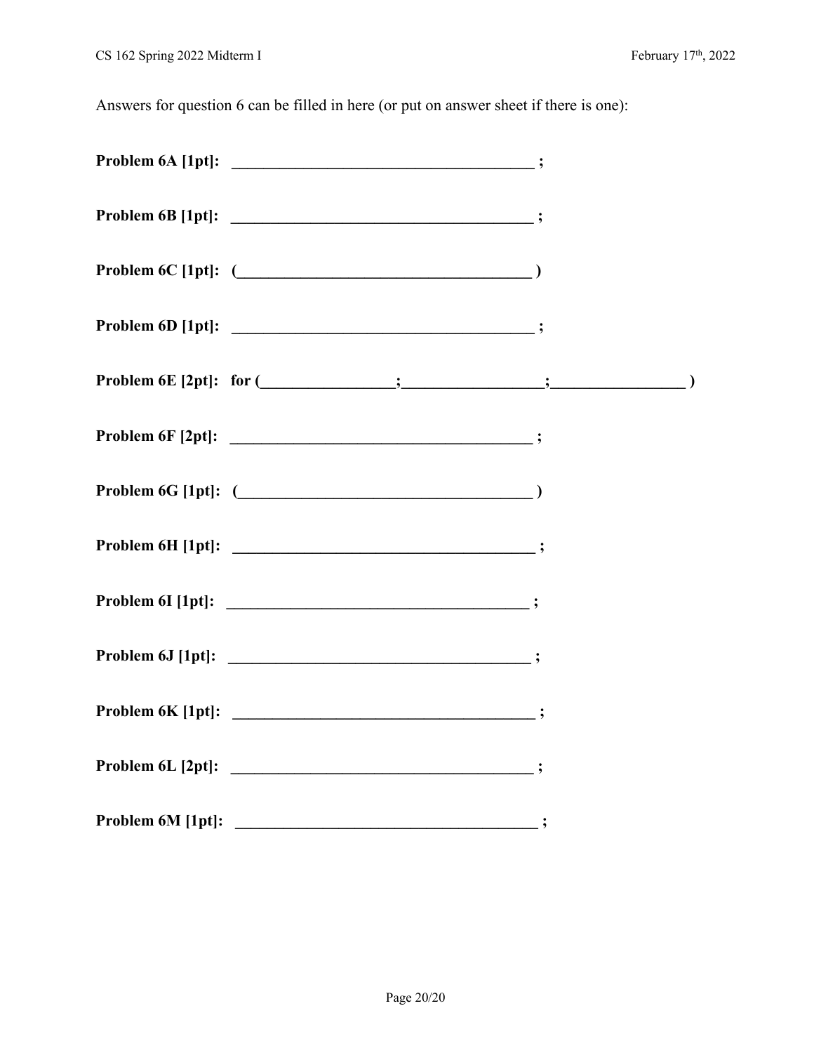Answers for question 6 can be filled in here (or put on answer sheet if there is one):

**Problem 6A [1pt]: \_\_\_\_\_\_\_\_\_\_\_\_\_\_\_\_\_\_\_\_\_\_\_\_\_\_\_\_\_\_\_\_\_\_\_\_\_\_ ;**

**Problem 6B [1pt]: \_\_\_\_\_\_\_\_\_\_\_\_\_\_\_\_\_\_\_\_\_\_\_\_\_\_\_\_\_\_\_\_\_\_\_\_\_\_ ;**

**Problem 6C [1pt]: (\_\_\_\_\_\_\_\_\_\_\_\_\_\_\_\_\_\_\_\_\_\_\_\_\_\_\_\_\_\_\_\_\_\_\_\_\_ )**

**Problem 6D [1pt]: \_\_\_\_\_\_\_\_\_\_\_\_\_\_\_\_\_\_\_\_\_\_\_\_\_\_\_\_\_\_\_\_\_\_\_\_\_\_ ;**

**Problem 6E [2pt]: for (\_\_\_\_\_\_\_\_\_\_\_\_\_\_\_\_;\_\_\_\_\_\_\_\_\_\_\_\_\_\_\_\_\_;\_\_\_\_\_\_\_\_\_\_\_\_\_\_\_\_ )**

**Problem 6F [2pt]: \_\_\_\_\_\_\_\_\_\_\_\_\_\_\_\_\_\_\_\_\_\_\_\_\_\_\_\_\_\_\_\_\_\_\_\_\_\_ ;**

**Problem 6G [1pt]: (\_\_\_\_\_\_\_\_\_\_\_\_\_\_\_\_\_\_\_\_\_\_\_\_\_\_\_\_\_\_\_\_\_\_\_\_\_ )**

**Problem 6H [1pt]: \_\_\_\_\_\_\_\_\_\_\_\_\_\_\_\_\_\_\_\_\_\_\_\_\_\_\_\_\_\_\_\_\_\_\_\_\_\_ ;**

**Problem 6I [1pt]: \_\_\_\_\_\_\_\_\_\_\_\_\_\_\_\_\_\_\_\_\_\_\_\_\_\_\_\_\_\_\_\_\_\_\_\_\_\_ ;**

**Problem 6J [1pt]: \_\_\_\_\_\_\_\_\_\_\_\_\_\_\_\_\_\_\_\_\_\_\_\_\_\_\_\_\_\_\_\_\_\_\_\_\_\_ ;**

**Problem 6K [1pt]: \_\_\_\_\_\_\_\_\_\_\_\_\_\_\_\_\_\_\_\_\_\_\_\_\_\_\_\_\_\_\_\_\_\_\_\_\_\_ ;**

**Problem 6L [2pt]: \_\_\_\_\_\_\_\_\_\_\_\_\_\_\_\_\_\_\_\_\_\_\_\_\_\_\_\_\_\_\_\_\_\_\_\_\_\_ ;**

**Problem 6M [1pt]: \_\_\_\_\_\_\_\_\_\_\_\_\_\_\_\_\_\_\_\_\_\_\_\_\_\_\_\_\_\_\_\_\_\_\_\_\_\_ ;**